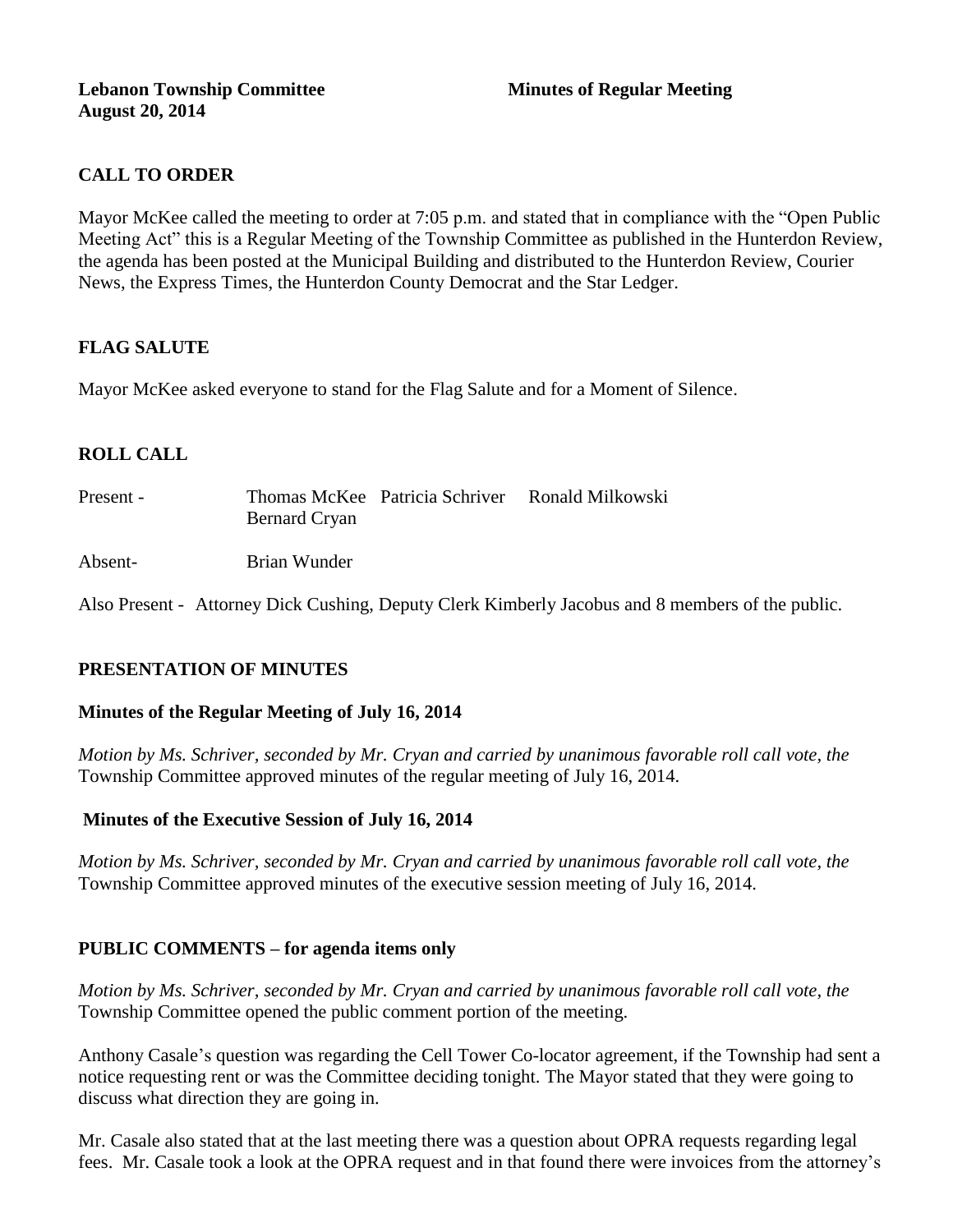**Lebanon Township Committee** **Minutes of Regular Meeting**
**August 20, 2014**

## CALL TO ORDER

Mayor McKee called the meeting to order at 7:05 p.m. and stated that in compliance with the "Open Public Meeting Act" this is a Regular Meeting of the Township Committee as published in the Hunterdon Review, the agenda has been posted at the Municipal Building and distributed to the Hunterdon Review, Courier News, the Express Times, the Hunterdon County Democrat and the Star Ledger.

## FLAG SALUTE

Mayor McKee asked everyone to stand for the Flag Salute and for a Moment of Silence.

## ROLL CALL

Present - Thomas McKee Patricia Schriver Ronald Milkowski Bernard Cryan

Absent- Brian Wunder

Also Present - Attorney Dick Cushing, Deputy Clerk Kimberly Jacobus and 8 members of the public.

## PRESENTATION OF MINUTES

### Minutes of the Regular Meeting of July 16, 2014

*Motion by Ms. Schriver, seconded by Mr. Cryan and carried by unanimous favorable roll call vote, the* Township Committee approved minutes of the regular meeting of July 16, 2014.

### Minutes of the Executive Session of July 16, 2014

*Motion by Ms. Schriver, seconded by Mr. Cryan and carried by unanimous favorable roll call vote, the* Township Committee approved minutes of the executive session meeting of July 16, 2014.

## PUBLIC COMMENTS – for agenda items only

*Motion by Ms. Schriver, seconded by Mr. Cryan and carried by unanimous favorable roll call vote, the* Township Committee opened the public comment portion of the meeting.

Anthony Casale's question was regarding the Cell Tower Co-locator agreement, if the Township had sent a notice requesting rent or was the Committee deciding tonight. The Mayor stated that they were going to discuss what direction they are going in.

Mr. Casale also stated that at the last meeting there was a question about OPRA requests regarding legal fees. Mr. Casale took a look at the OPRA request and in that found there were invoices from the attorney's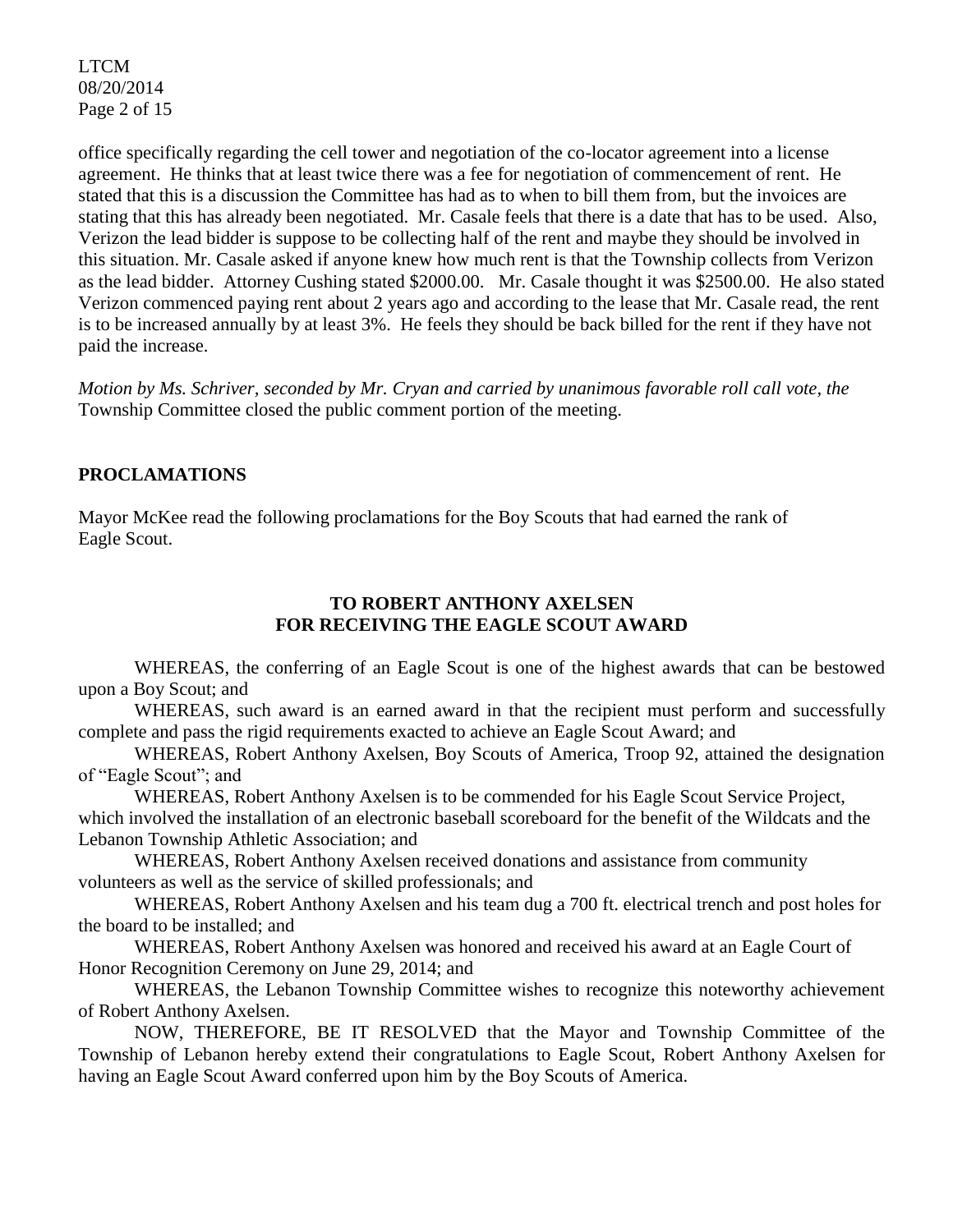office specifically regarding the cell tower and negotiation of the co-locator agreement into a license agreement. He thinks that at least twice there was a fee for negotiation of commencement of rent. He stated that this is a discussion the Committee has had as to when to bill them from, but the invoices are stating that this has already been negotiated. Mr. Casale feels that there is a date that has to be used. Also, Verizon the lead bidder is suppose to be collecting half of the rent and maybe they should be involved in this situation. Mr. Casale asked if anyone knew how much rent is that the Township collects from Verizon as the lead bidder. Attorney Cushing stated $2000.00. Mr. Casale thought it was $2500.00. He also stated Verizon commenced paying rent about 2 years ago and according to the lease that Mr. Casale read, the rent is to be increased annually by at least 3%. He feels they should be back billed for the rent if they have not paid the increase.

*Motion by Ms. Schriver, seconded by Mr. Cryan and carried by unanimous favorable roll call vote, the* Township Committee closed the public comment portion of the meeting.

## PROCLAMATIONS

Mayor McKee read the following proclamations for the Boy Scouts that had earned the rank of Eagle Scout.

### TO ROBERT ANTHONY AXELSEN
### FOR RECEIVING THE EAGLE SCOUT AWARD

WHEREAS, the conferring of an Eagle Scout is one of the highest awards that can be bestowed upon a Boy Scout; and

WHEREAS, such award is an earned award in that the recipient must perform and successfully complete and pass the rigid requirements exacted to achieve an Eagle Scout Award; and

WHEREAS, Robert Anthony Axelsen, Boy Scouts of America, Troop 92, attained the designation of "Eagle Scout"; and

WHEREAS, Robert Anthony Axelsen is to be commended for his Eagle Scout Service Project, which involved the installation of an electronic baseball scoreboard for the benefit of the Wildcats and the Lebanon Township Athletic Association; and

WHEREAS, Robert Anthony Axelsen received donations and assistance from community volunteers as well as the service of skilled professionals; and

WHEREAS, Robert Anthony Axelsen and his team dug a 700 ft. electrical trench and post holes for the board to be installed; and

WHEREAS, Robert Anthony Axelsen was honored and received his award at an Eagle Court of Honor Recognition Ceremony on June 29, 2014; and

WHEREAS, the Lebanon Township Committee wishes to recognize this noteworthy achievement of Robert Anthony Axelsen.

NOW, THEREFORE, BE IT RESOLVED that the Mayor and Township Committee of the Township of Lebanon hereby extend their congratulations to Eagle Scout, Robert Anthony Axelsen for having an Eagle Scout Award conferred upon him by the Boy Scouts of America.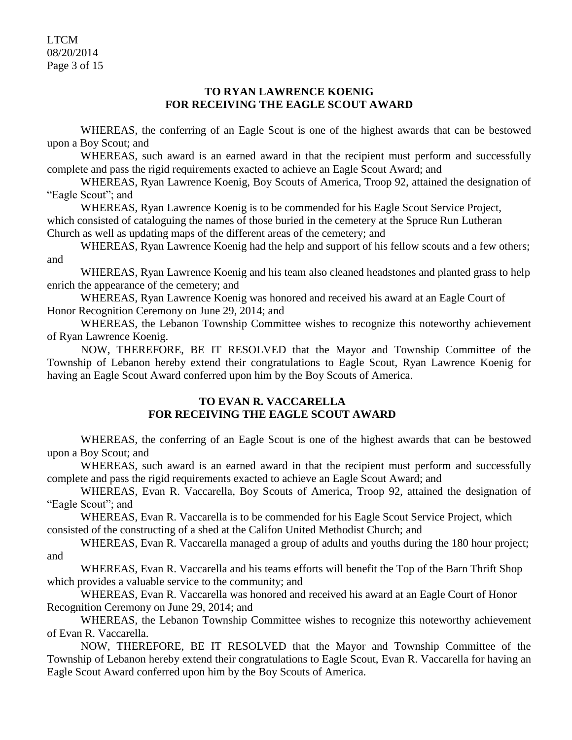### TO RYAN LAWRENCE KOENIG
### FOR RECEIVING THE EAGLE SCOUT AWARD

WHEREAS, the conferring of an Eagle Scout is one of the highest awards that can be bestowed upon a Boy Scout; and

WHEREAS, such award is an earned award in that the recipient must perform and successfully complete and pass the rigid requirements exacted to achieve an Eagle Scout Award; and

WHEREAS, Ryan Lawrence Koenig, Boy Scouts of America, Troop 92, attained the designation of "Eagle Scout"; and

WHEREAS, Ryan Lawrence Koenig is to be commended for his Eagle Scout Service Project, which consisted of cataloguing the names of those buried in the cemetery at the Spruce Run Lutheran Church as well as updating maps of the different areas of the cemetery; and

WHEREAS, Ryan Lawrence Koenig had the help and support of his fellow scouts and a few others; and

WHEREAS, Ryan Lawrence Koenig and his team also cleaned headstones and planted grass to help enrich the appearance of the cemetery; and

WHEREAS, Ryan Lawrence Koenig was honored and received his award at an Eagle Court of Honor Recognition Ceremony on June 29, 2014; and

WHEREAS, the Lebanon Township Committee wishes to recognize this noteworthy achievement of Ryan Lawrence Koenig.

NOW, THEREFORE, BE IT RESOLVED that the Mayor and Township Committee of the Township of Lebanon hereby extend their congratulations to Eagle Scout, Ryan Lawrence Koenig for having an Eagle Scout Award conferred upon him by the Boy Scouts of America.

### TO EVAN R. VACCARELLA
### FOR RECEIVING THE EAGLE SCOUT AWARD

WHEREAS, the conferring of an Eagle Scout is one of the highest awards that can be bestowed upon a Boy Scout; and

WHEREAS, such award is an earned award in that the recipient must perform and successfully complete and pass the rigid requirements exacted to achieve an Eagle Scout Award; and

WHEREAS, Evan R. Vaccarella, Boy Scouts of America, Troop 92, attained the designation of "Eagle Scout"; and

WHEREAS, Evan R. Vaccarella is to be commended for his Eagle Scout Service Project, which consisted of the constructing of a shed at the Califon United Methodist Church; and

WHEREAS, Evan R. Vaccarella managed a group of adults and youths during the 180 hour project; and

WHEREAS, Evan R. Vaccarella and his teams efforts will benefit the Top of the Barn Thrift Shop which provides a valuable service to the community; and

WHEREAS, Evan R. Vaccarella was honored and received his award at an Eagle Court of Honor Recognition Ceremony on June 29, 2014; and

WHEREAS, the Lebanon Township Committee wishes to recognize this noteworthy achievement of Evan R. Vaccarella.

NOW, THEREFORE, BE IT RESOLVED that the Mayor and Township Committee of the Township of Lebanon hereby extend their congratulations to Eagle Scout, Evan R. Vaccarella for having an Eagle Scout Award conferred upon him by the Boy Scouts of America.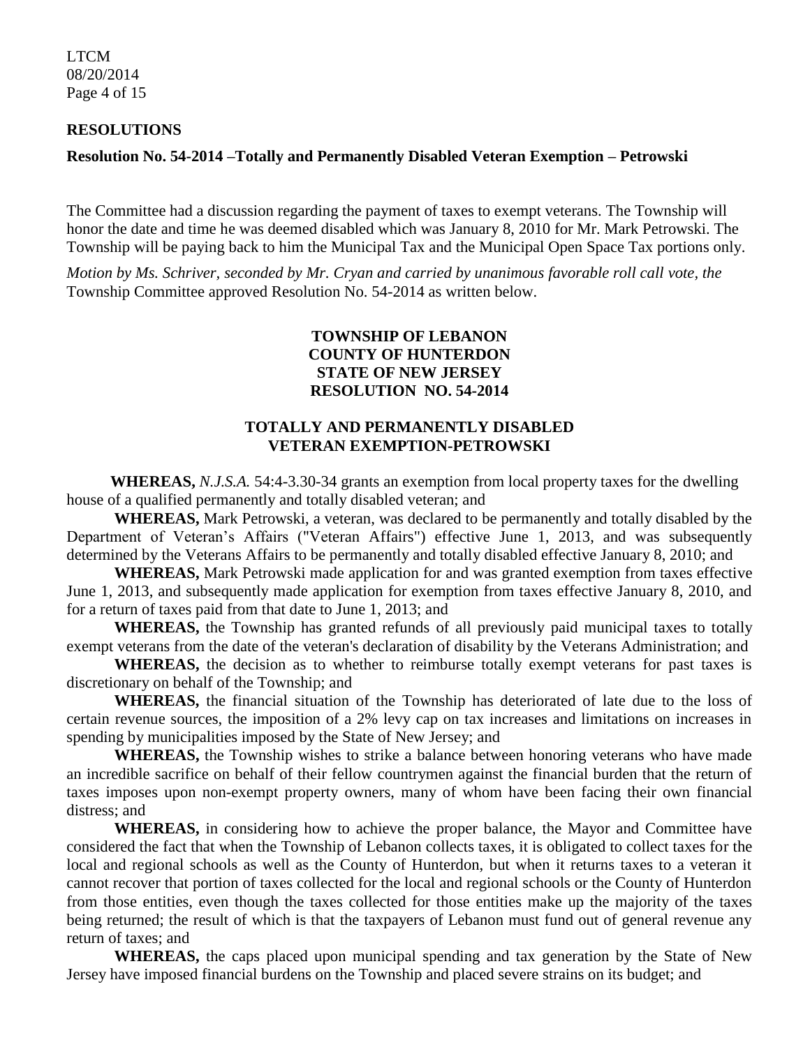## RESOLUTIONS

### Resolution No. 54-2014 –Totally and Permanently Disabled Veteran Exemption – Petrowski

The Committee had a discussion regarding the payment of taxes to exempt veterans. The Township will honor the date and time he was deemed disabled which was January 8, 2010 for Mr. Mark Petrowski. The Township will be paying back to him the Municipal Tax and the Municipal Open Space Tax portions only.

*Motion by Ms. Schriver, seconded by Mr. Cryan and carried by unanimous favorable roll call vote, the* Township Committee approved Resolution No. 54-2014 as written below.

**TOWNSHIP OF LEBANON**
**COUNTY OF HUNTERDON**
**STATE OF NEW JERSEY**
**RESOLUTION NO. 54-2014**

**TOTALLY AND PERMANENTLY DISABLED VETERAN EXEMPTION-PETROWSKI**

**WHEREAS,** *N.J.S.A.* 54:4-3.30-34 grants an exemption from local property taxes for the dwelling house of a qualified permanently and totally disabled veteran; and

**WHEREAS,** Mark Petrowski, a veteran, was declared to be permanently and totally disabled by the Department of Veteran's Affairs ("Veteran Affairs") effective June 1, 2013, and was subsequently determined by the Veterans Affairs to be permanently and totally disabled effective January 8, 2010; and

**WHEREAS,** Mark Petrowski made application for and was granted exemption from taxes effective June 1, 2013, and subsequently made application for exemption from taxes effective January 8, 2010, and for a return of taxes paid from that date to June 1, 2013; and

**WHEREAS,** the Township has granted refunds of all previously paid municipal taxes to totally exempt veterans from the date of the veteran's declaration of disability by the Veterans Administration; and

**WHEREAS,** the decision as to whether to reimburse totally exempt veterans for past taxes is discretionary on behalf of the Township; and

**WHEREAS,** the financial situation of the Township has deteriorated of late due to the loss of certain revenue sources, the imposition of a 2% levy cap on tax increases and limitations on increases in spending by municipalities imposed by the State of New Jersey; and

**WHEREAS,** the Township wishes to strike a balance between honoring veterans who have made an incredible sacrifice on behalf of their fellow countrymen against the financial burden that the return of taxes imposes upon non-exempt property owners, many of whom have been facing their own financial distress; and

**WHEREAS,** in considering how to achieve the proper balance, the Mayor and Committee have considered the fact that when the Township of Lebanon collects taxes, it is obligated to collect taxes for the local and regional schools as well as the County of Hunterdon, but when it returns taxes to a veteran it cannot recover that portion of taxes collected for the local and regional schools or the County of Hunterdon from those entities, even though the taxes collected for those entities make up the majority of the taxes being returned; the result of which is that the taxpayers of Lebanon must fund out of general revenue any return of taxes; and

**WHEREAS,** the caps placed upon municipal spending and tax generation by the State of New Jersey have imposed financial burdens on the Township and placed severe strains on its budget; and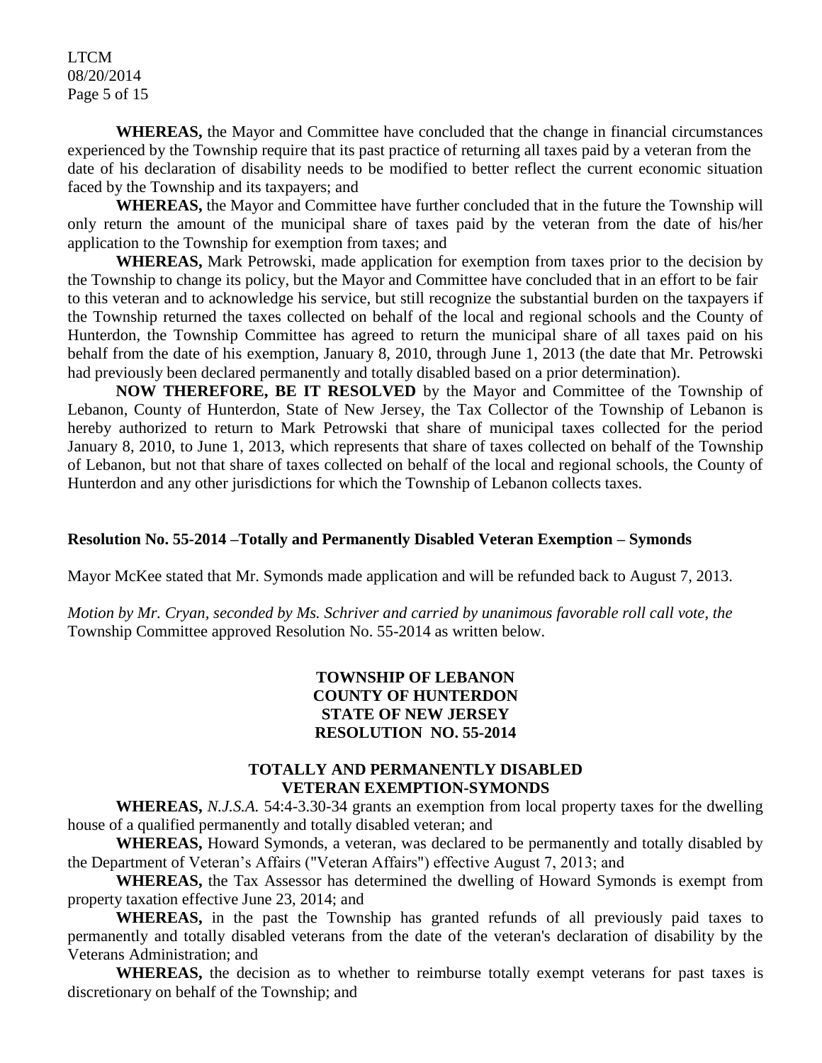**WHEREAS,** the Mayor and Committee have concluded that the change in financial circumstances experienced by the Township require that its past practice of returning all taxes paid by a veteran from the date of his declaration of disability needs to be modified to better reflect the current economic situation faced by the Township and its taxpayers; and

**WHEREAS,** the Mayor and Committee have further concluded that in the future the Township will only return the amount of the municipal share of taxes paid by the veteran from the date of his/her application to the Township for exemption from taxes; and

**WHEREAS,** Mark Petrowski, made application for exemption from taxes prior to the decision by the Township to change its policy, but the Mayor and Committee have concluded that in an effort to be fair to this veteran and to acknowledge his service, but still recognize the substantial burden on the taxpayers if the Township returned the taxes collected on behalf of the local and regional schools and the County of Hunterdon, the Township Committee has agreed to return the municipal share of all taxes paid on his behalf from the date of his exemption, January 8, 2010, through June 1, 2013 (the date that Mr. Petrowski had previously been declared permanently and totally disabled based on a prior determination).

**NOW THEREFORE, BE IT RESOLVED** by the Mayor and Committee of the Township of Lebanon, County of Hunterdon, State of New Jersey, the Tax Collector of the Township of Lebanon is hereby authorized to return to Mark Petrowski that share of municipal taxes collected for the period January 8, 2010, to June 1, 2013, which represents that share of taxes collected on behalf of the Township of Lebanon, but not that share of taxes collected on behalf of the local and regional schools, the County of Hunterdon and any other jurisdictions for which the Township of Lebanon collects taxes.

**Resolution No. 55-2014 –Totally and Permanently Disabled Veteran Exemption – Symonds**

Mayor McKee stated that Mr. Symonds made application and will be refunded back to August 7, 2013.

*Motion by Mr. Cryan, seconded by Ms. Schriver and carried by unanimous favorable roll call vote, the* Township Committee approved Resolution No. 55-2014 as written below.

**TOWNSHIP OF LEBANON**
**COUNTY OF HUNTERDON**
**STATE OF NEW JERSEY**
**RESOLUTION NO. 55-2014**

**TOTALLY AND PERMANENTLY DISABLED**
**VETERAN EXEMPTION-SYMONDS**

**WHEREAS,** *N.J.S.A.* 54:4-3.30-34 grants an exemption from local property taxes for the dwelling house of a qualified permanently and totally disabled veteran; and

**WHEREAS,** Howard Symonds, a veteran, was declared to be permanently and totally disabled by the Department of Veteran's Affairs ("Veteran Affairs") effective August 7, 2013; and

**WHEREAS,** the Tax Assessor has determined the dwelling of Howard Symonds is exempt from property taxation effective June 23, 2014; and

**WHEREAS,** in the past the Township has granted refunds of all previously paid taxes to permanently and totally disabled veterans from the date of the veteran's declaration of disability by the Veterans Administration; and

**WHEREAS,** the decision as to whether to reimburse totally exempt veterans for past taxes is discretionary on behalf of the Township; and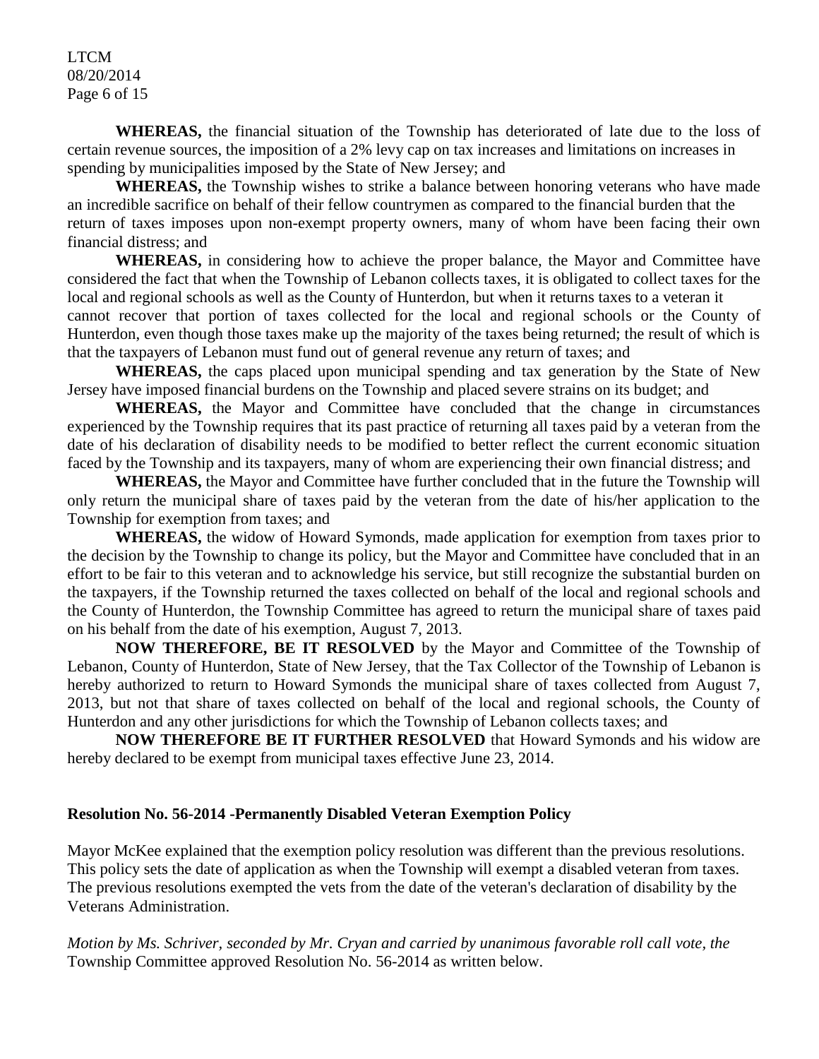**WHEREAS,** the financial situation of the Township has deteriorated of late due to the loss of certain revenue sources, the imposition of a 2% levy cap on tax increases and limitations on increases in spending by municipalities imposed by the State of New Jersey; and

**WHEREAS,** the Township wishes to strike a balance between honoring veterans who have made an incredible sacrifice on behalf of their fellow countrymen as compared to the financial burden that the return of taxes imposes upon non-exempt property owners, many of whom have been facing their own financial distress; and

**WHEREAS,** in considering how to achieve the proper balance, the Mayor and Committee have considered the fact that when the Township of Lebanon collects taxes, it is obligated to collect taxes for the local and regional schools as well as the County of Hunterdon, but when it returns taxes to a veteran it cannot recover that portion of taxes collected for the local and regional schools or the County of Hunterdon, even though those taxes make up the majority of the taxes being returned; the result of which is that the taxpayers of Lebanon must fund out of general revenue any return of taxes; and

**WHEREAS,** the caps placed upon municipal spending and tax generation by the State of New Jersey have imposed financial burdens on the Township and placed severe strains on its budget; and

**WHEREAS,** the Mayor and Committee have concluded that the change in circumstances experienced by the Township requires that its past practice of returning all taxes paid by a veteran from the date of his declaration of disability needs to be modified to better reflect the current economic situation faced by the Township and its taxpayers, many of whom are experiencing their own financial distress; and

**WHEREAS,** the Mayor and Committee have further concluded that in the future the Township will only return the municipal share of taxes paid by the veteran from the date of his/her application to the Township for exemption from taxes; and

**WHEREAS,** the widow of Howard Symonds, made application for exemption from taxes prior to the decision by the Township to change its policy, but the Mayor and Committee have concluded that in an effort to be fair to this veteran and to acknowledge his service, but still recognize the substantial burden on the taxpayers, if the Township returned the taxes collected on behalf of the local and regional schools and the County of Hunterdon, the Township Committee has agreed to return the municipal share of taxes paid on his behalf from the date of his exemption, August 7, 2013.

**NOW THEREFORE, BE IT RESOLVED** by the Mayor and Committee of the Township of Lebanon, County of Hunterdon, State of New Jersey, that the Tax Collector of the Township of Lebanon is hereby authorized to return to Howard Symonds the municipal share of taxes collected from August 7, 2013, but not that share of taxes collected on behalf of the local and regional schools, the County of Hunterdon and any other jurisdictions for which the Township of Lebanon collects taxes; and

**NOW THEREFORE BE IT FURTHER RESOLVED** that Howard Symonds and his widow are hereby declared to be exempt from municipal taxes effective June 23, 2014.

**Resolution No. 56-2014 -Permanently Disabled Veteran Exemption Policy**

Mayor McKee explained that the exemption policy resolution was different than the previous resolutions. This policy sets the date of application as when the Township will exempt a disabled veteran from taxes. The previous resolutions exempted the vets from the date of the veteran's declaration of disability by the Veterans Administration.

*Motion by Ms. Schriver, seconded by Mr. Cryan and carried by unanimous favorable roll call vote, the* Township Committee approved Resolution No. 56-2014 as written below.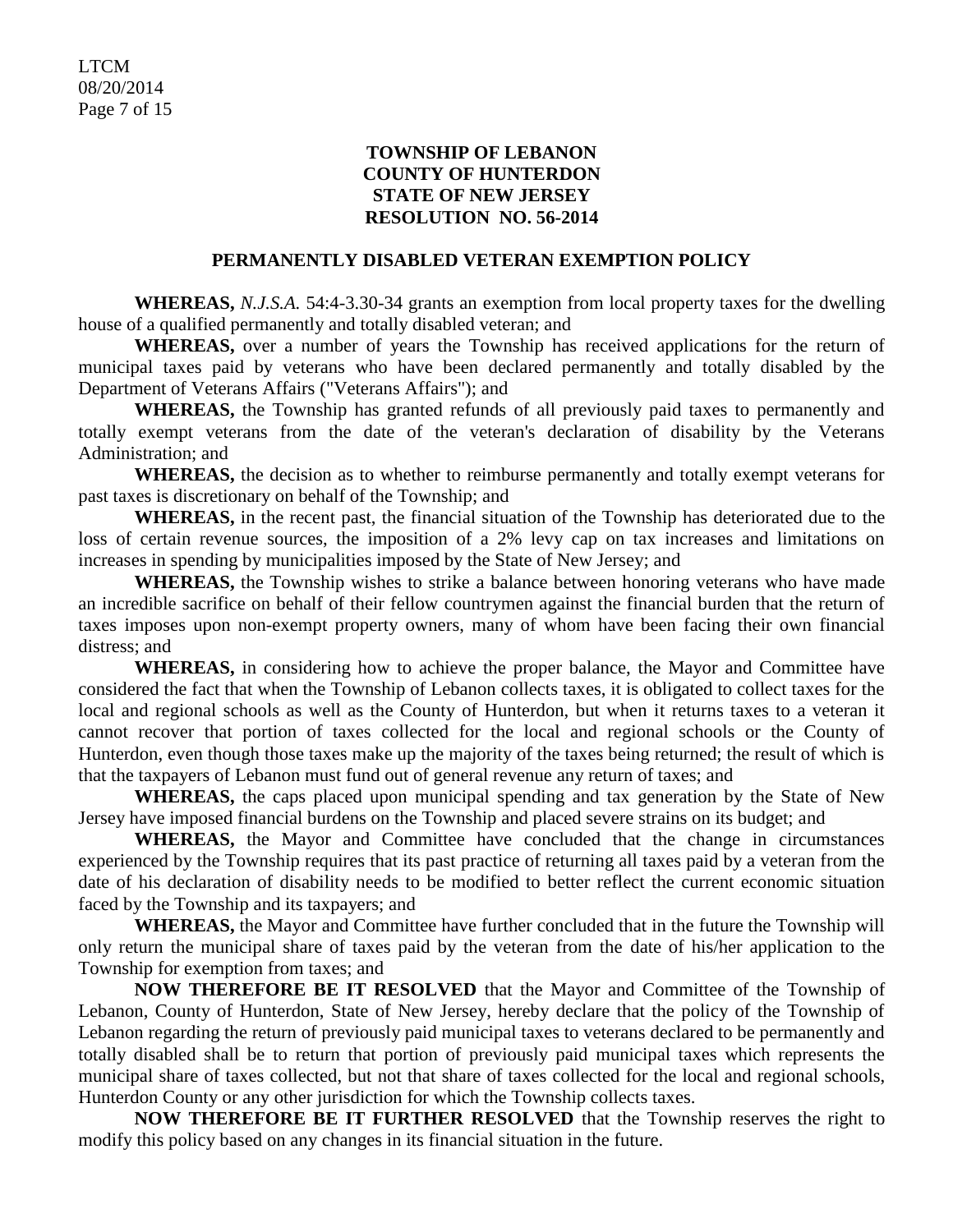**TOWNSHIP OF LEBANON**
**COUNTY OF HUNTERDON**
**STATE OF NEW JERSEY**
**RESOLUTION NO. 56-2014**

**PERMANENTLY DISABLED VETERAN EXEMPTION POLICY**

**WHEREAS,** *N.J.S.A.* 54:4-3.30-34 grants an exemption from local property taxes for the dwelling house of a qualified permanently and totally disabled veteran; and

**WHEREAS,** over a number of years the Township has received applications for the return of municipal taxes paid by veterans who have been declared permanently and totally disabled by the Department of Veterans Affairs ("Veterans Affairs"); and

**WHEREAS,** the Township has granted refunds of all previously paid taxes to permanently and totally exempt veterans from the date of the veteran's declaration of disability by the Veterans Administration; and

**WHEREAS,** the decision as to whether to reimburse permanently and totally exempt veterans for past taxes is discretionary on behalf of the Township; and

**WHEREAS,** in the recent past, the financial situation of the Township has deteriorated due to the loss of certain revenue sources, the imposition of a 2% levy cap on tax increases and limitations on increases in spending by municipalities imposed by the State of New Jersey; and

**WHEREAS,** the Township wishes to strike a balance between honoring veterans who have made an incredible sacrifice on behalf of their fellow countrymen against the financial burden that the return of taxes imposes upon non-exempt property owners, many of whom have been facing their own financial distress; and

**WHEREAS,** in considering how to achieve the proper balance, the Mayor and Committee have considered the fact that when the Township of Lebanon collects taxes, it is obligated to collect taxes for the local and regional schools as well as the County of Hunterdon, but when it returns taxes to a veteran it cannot recover that portion of taxes collected for the local and regional schools or the County of Hunterdon, even though those taxes make up the majority of the taxes being returned; the result of which is that the taxpayers of Lebanon must fund out of general revenue any return of taxes; and

**WHEREAS,** the caps placed upon municipal spending and tax generation by the State of New Jersey have imposed financial burdens on the Township and placed severe strains on its budget; and

**WHEREAS,** the Mayor and Committee have concluded that the change in circumstances experienced by the Township requires that its past practice of returning all taxes paid by a veteran from the date of his declaration of disability needs to be modified to better reflect the current economic situation faced by the Township and its taxpayers; and

**WHEREAS,** the Mayor and Committee have further concluded that in the future the Township will only return the municipal share of taxes paid by the veteran from the date of his/her application to the Township for exemption from taxes; and

**NOW THEREFORE BE IT RESOLVED** that the Mayor and Committee of the Township of Lebanon, County of Hunterdon, State of New Jersey, hereby declare that the policy of the Township of Lebanon regarding the return of previously paid municipal taxes to veterans declared to be permanently and totally disabled shall be to return that portion of previously paid municipal taxes which represents the municipal share of taxes collected, but not that share of taxes collected for the local and regional schools, Hunterdon County or any other jurisdiction for which the Township collects taxes.

**NOW THEREFORE BE IT FURTHER RESOLVED** that the Township reserves the right to modify this policy based on any changes in its financial situation in the future.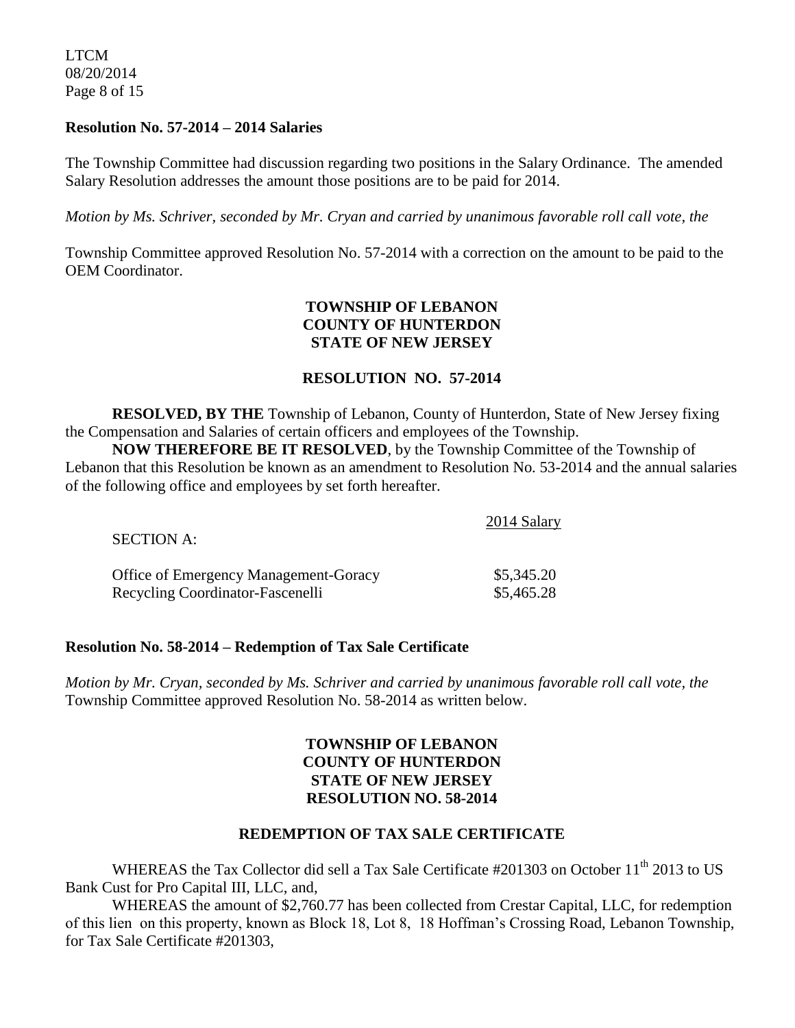**Resolution No. 57-2014 – 2014 Salaries**

The Township Committee had discussion regarding two positions in the Salary Ordinance. The amended Salary Resolution addresses the amount those positions are to be paid for 2014.

*Motion by Ms. Schriver, seconded by Mr. Cryan and carried by unanimous favorable roll call vote, the*

Township Committee approved Resolution No. 57-2014 with a correction on the amount to be paid to the OEM Coordinator.

**TOWNSHIP OF LEBANON**
**COUNTY OF HUNTERDON**
**STATE OF NEW JERSEY**

**RESOLUTION NO. 57-2014**

**RESOLVED, BY THE** Township of Lebanon, County of Hunterdon, State of New Jersey fixing the Compensation and Salaries of certain officers and employees of the Township.

**NOW THEREFORE BE IT RESOLVED**, by the Township Committee of the Township of Lebanon that this Resolution be known as an amendment to Resolution No. 53-2014 and the annual salaries of the following office and employees by set forth hereafter.

| SECTION A: | 2014 Salary |
|---|---|
| Office of Emergency Management-Goracy | $5,345.20 |
| Recycling Coordinator-Fascenelli | $5,465.28 |

**Resolution No. 58-2014 – Redemption of Tax Sale Certificate**

*Motion by Mr. Cryan, seconded by Ms. Schriver and carried by unanimous favorable roll call vote, the* Township Committee approved Resolution No. 58-2014 as written below.

**TOWNSHIP OF LEBANON**
**COUNTY OF HUNTERDON**
**STATE OF NEW JERSEY**
**RESOLUTION NO. 58-2014**

**REDEMPTION OF TAX SALE CERTIFICATE**

WHEREAS the Tax Collector did sell a Tax Sale Certificate #201303 on October 11th 2013 to US Bank Cust for Pro Capital III, LLC, and,

WHEREAS the amount of $2,760.77 has been collected from Crestar Capital, LLC, for redemption of this lien on this property, known as Block 18, Lot 8, 18 Hoffman's Crossing Road, Lebanon Township, for Tax Sale Certificate #201303,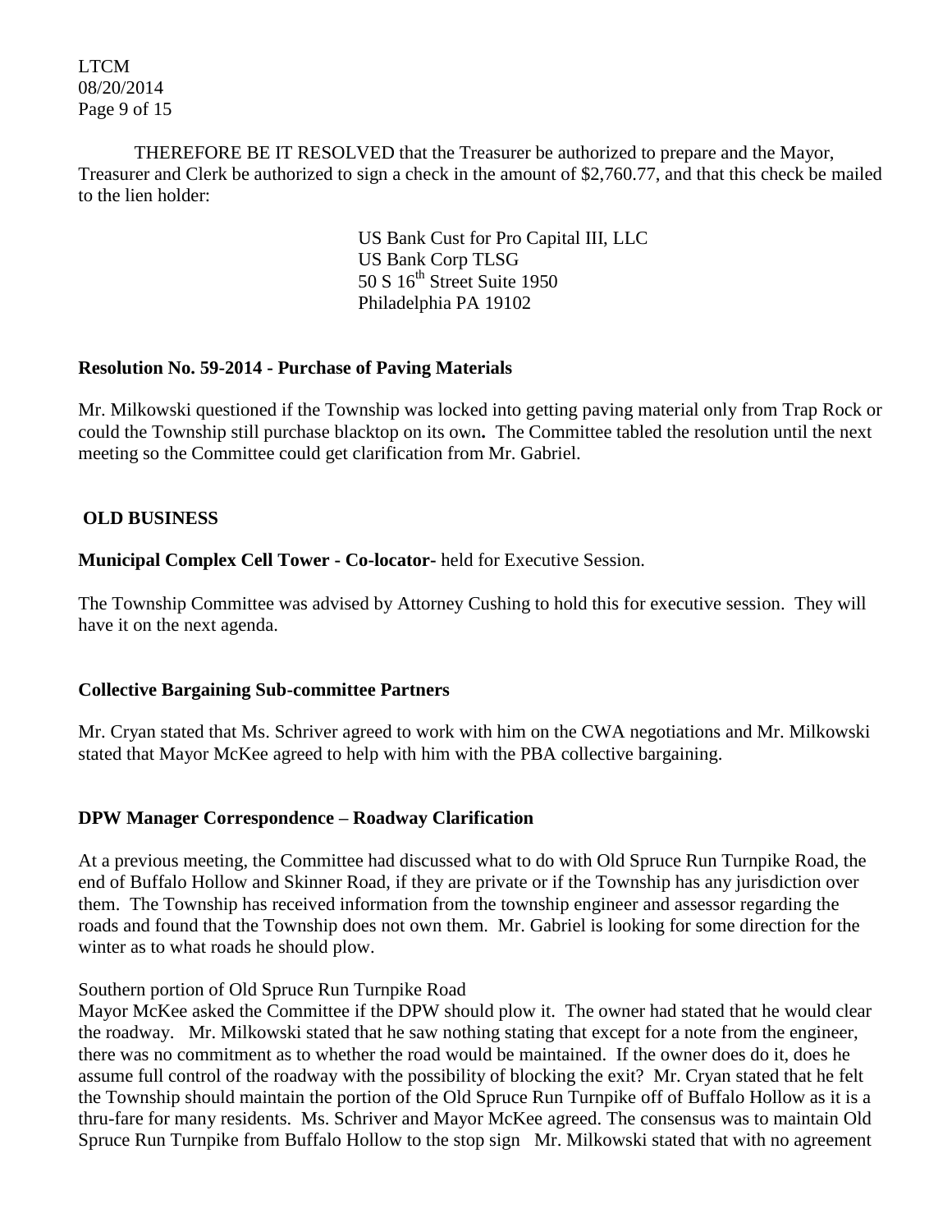THEREFORE BE IT RESOLVED that the Treasurer be authorized to prepare and the Mayor, Treasurer and Clerk be authorized to sign a check in the amount of $2,760.77, and that this check be mailed to the lien holder:

US Bank Cust for Pro Capital III, LLC
US Bank Corp TLSG
50 S 16th Street Suite 1950
Philadelphia PA 19102

**Resolution No. 59-2014 - Purchase of Paving Materials**

Mr. Milkowski questioned if the Township was locked into getting paving material only from Trap Rock or could the Township still purchase blacktop on its own**.** The Committee tabled the resolution until the next meeting so the Committee could get clarification from Mr. Gabriel.

## OLD BUSINESS

**Municipal Complex Cell Tower - Co-locator-** held for Executive Session.

The Township Committee was advised by Attorney Cushing to hold this for executive session. They will have it on the next agenda.

**Collective Bargaining Sub-committee Partners**

Mr. Cryan stated that Ms. Schriver agreed to work with him on the CWA negotiations and Mr. Milkowski stated that Mayor McKee agreed to help with him with the PBA collective bargaining.

**DPW Manager Correspondence – Roadway Clarification**

At a previous meeting, the Committee had discussed what to do with Old Spruce Run Turnpike Road, the end of Buffalo Hollow and Skinner Road, if they are private or if the Township has any jurisdiction over them. The Township has received information from the township engineer and assessor regarding the roads and found that the Township does not own them. Mr. Gabriel is looking for some direction for the winter as to what roads he should plow.

Southern portion of Old Spruce Run Turnpike Road
Mayor McKee asked the Committee if the DPW should plow it. The owner had stated that he would clear the roadway. Mr. Milkowski stated that he saw nothing stating that except for a note from the engineer, there was no commitment as to whether the road would be maintained. If the owner does do it, does he assume full control of the roadway with the possibility of blocking the exit? Mr. Cryan stated that he felt the Township should maintain the portion of the Old Spruce Run Turnpike off of Buffalo Hollow as it is a thru-fare for many residents. Ms. Schriver and Mayor McKee agreed. The consensus was to maintain Old Spruce Run Turnpike from Buffalo Hollow to the stop sign Mr. Milkowski stated that with no agreement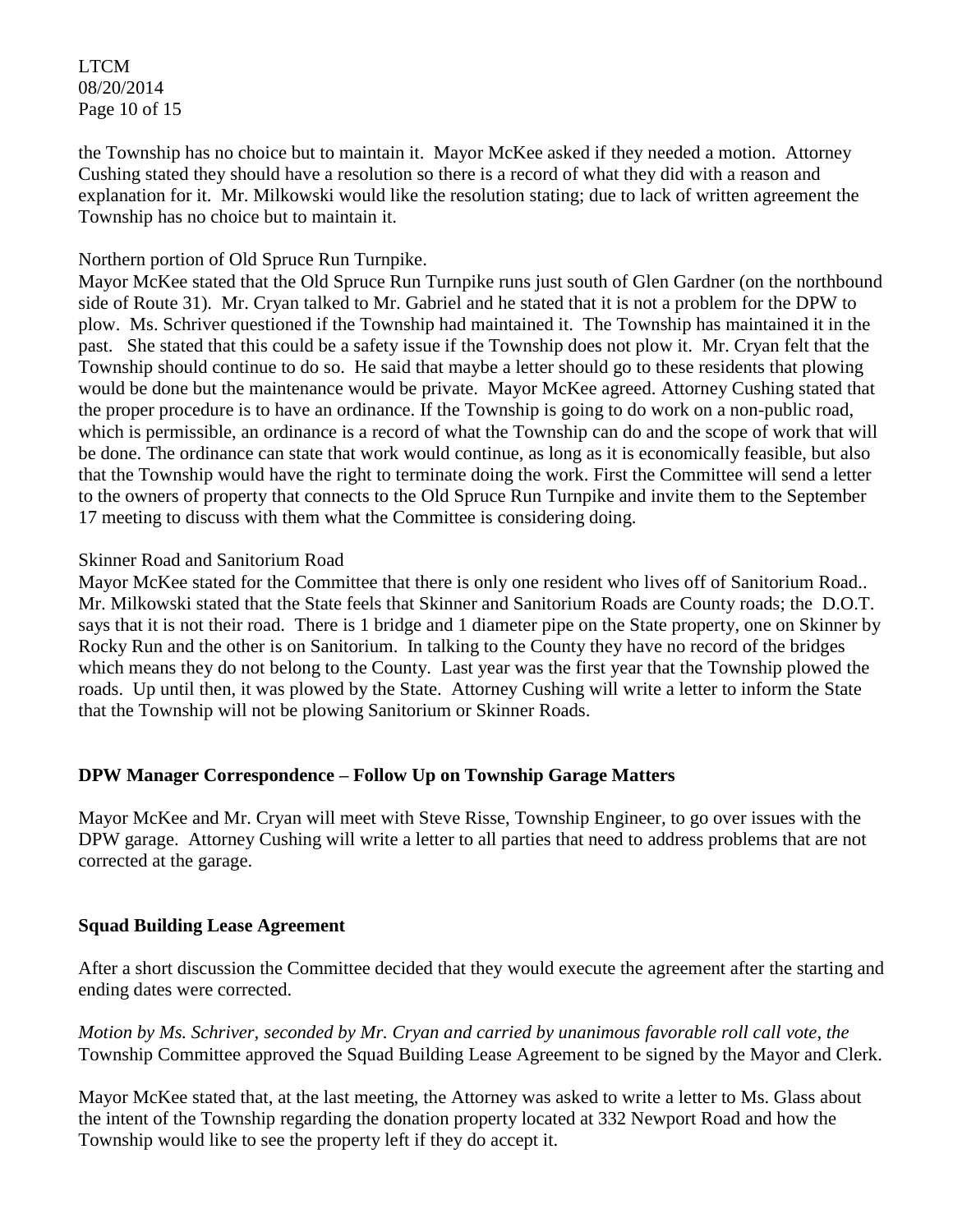the Township has no choice but to maintain it. Mayor McKee asked if they needed a motion. Attorney Cushing stated they should have a resolution so there is a record of what they did with a reason and explanation for it. Mr. Milkowski would like the resolution stating; due to lack of written agreement the Township has no choice but to maintain it.

Northern portion of Old Spruce Run Turnpike.

Mayor McKee stated that the Old Spruce Run Turnpike runs just south of Glen Gardner (on the northbound side of Route 31). Mr. Cryan talked to Mr. Gabriel and he stated that it is not a problem for the DPW to plow. Ms. Schriver questioned if the Township had maintained it. The Township has maintained it in the past. She stated that this could be a safety issue if the Township does not plow it. Mr. Cryan felt that the Township should continue to do so. He said that maybe a letter should go to these residents that plowing would be done but the maintenance would be private. Mayor McKee agreed. Attorney Cushing stated that the proper procedure is to have an ordinance. If the Township is going to do work on a non-public road, which is permissible, an ordinance is a record of what the Township can do and the scope of work that will be done. The ordinance can state that work would continue, as long as it is economically feasible, but also that the Township would have the right to terminate doing the work. First the Committee will send a letter to the owners of property that connects to the Old Spruce Run Turnpike and invite them to the September 17 meeting to discuss with them what the Committee is considering doing.

Skinner Road and Sanitorium Road

Mayor McKee stated for the Committee that there is only one resident who lives off of Sanitorium Road.. Mr. Milkowski stated that the State feels that Skinner and Sanitorium Roads are County roads; the D.O.T. says that it is not their road. There is 1 bridge and 1 diameter pipe on the State property, one on Skinner by Rocky Run and the other is on Sanitorium. In talking to the County they have no record of the bridges which means they do not belong to the County. Last year was the first year that the Township plowed the roads. Up until then, it was plowed by the State. Attorney Cushing will write a letter to inform the State that the Township will not be plowing Sanitorium or Skinner Roads.

**DPW Manager Correspondence – Follow Up on Township Garage Matters**

Mayor McKee and Mr. Cryan will meet with Steve Risse, Township Engineer, to go over issues with the DPW garage. Attorney Cushing will write a letter to all parties that need to address problems that are not corrected at the garage.

**Squad Building Lease Agreement**

After a short discussion the Committee decided that they would execute the agreement after the starting and ending dates were corrected.

*Motion by Ms. Schriver, seconded by Mr. Cryan and carried by unanimous favorable roll call vote, the* Township Committee approved the Squad Building Lease Agreement to be signed by the Mayor and Clerk.

Mayor McKee stated that, at the last meeting, the Attorney was asked to write a letter to Ms. Glass about the intent of the Township regarding the donation property located at 332 Newport Road and how the Township would like to see the property left if they do accept it.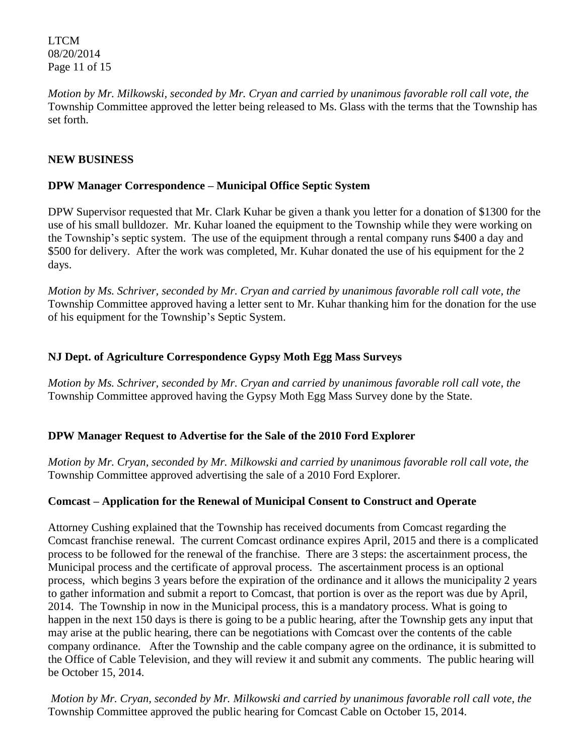*Motion by Mr. Milkowski, seconded by Mr. Cryan and carried by unanimous favorable roll call vote, the* Township Committee approved the letter being released to Ms. Glass with the terms that the Township has set forth.

## NEW BUSINESS

### DPW Manager Correspondence – Municipal Office Septic System

DPW Supervisor requested that Mr. Clark Kuhar be given a thank you letter for a donation of $1300 for the use of his small bulldozer. Mr. Kuhar loaned the equipment to the Township while they were working on the Township's septic system. The use of the equipment through a rental company runs $400 a day and $500 for delivery. After the work was completed, Mr. Kuhar donated the use of his equipment for the 2 days.

*Motion by Ms. Schriver, seconded by Mr. Cryan and carried by unanimous favorable roll call vote, the* Township Committee approved having a letter sent to Mr. Kuhar thanking him for the donation for the use of his equipment for the Township's Septic System.

### NJ Dept. of Agriculture Correspondence Gypsy Moth Egg Mass Surveys

*Motion by Ms. Schriver, seconded by Mr. Cryan and carried by unanimous favorable roll call vote, the* Township Committee approved having the Gypsy Moth Egg Mass Survey done by the State.

### DPW Manager Request to Advertise for the Sale of the 2010 Ford Explorer

*Motion by Mr. Cryan, seconded by Mr. Milkowski and carried by unanimous favorable roll call vote, the* Township Committee approved advertising the sale of a 2010 Ford Explorer.

### Comcast – Application for the Renewal of Municipal Consent to Construct and Operate

Attorney Cushing explained that the Township has received documents from Comcast regarding the Comcast franchise renewal. The current Comcast ordinance expires April, 2015 and there is a complicated process to be followed for the renewal of the franchise. There are 3 steps: the ascertainment process, the Municipal process and the certificate of approval process. The ascertainment process is an optional process, which begins 3 years before the expiration of the ordinance and it allows the municipality 2 years to gather information and submit a report to Comcast, that portion is over as the report was due by April, 2014. The Township in now in the Municipal process, this is a mandatory process. What is going to happen in the next 150 days is there is going to be a public hearing, after the Township gets any input that may arise at the public hearing, there can be negotiations with Comcast over the contents of the cable company ordinance. After the Township and the cable company agree on the ordinance, it is submitted to the Office of Cable Television, and they will review it and submit any comments. The public hearing will be October 15, 2014.

*Motion by Mr. Cryan, seconded by Mr. Milkowski and carried by unanimous favorable roll call vote, the* Township Committee approved the public hearing for Comcast Cable on October 15, 2014.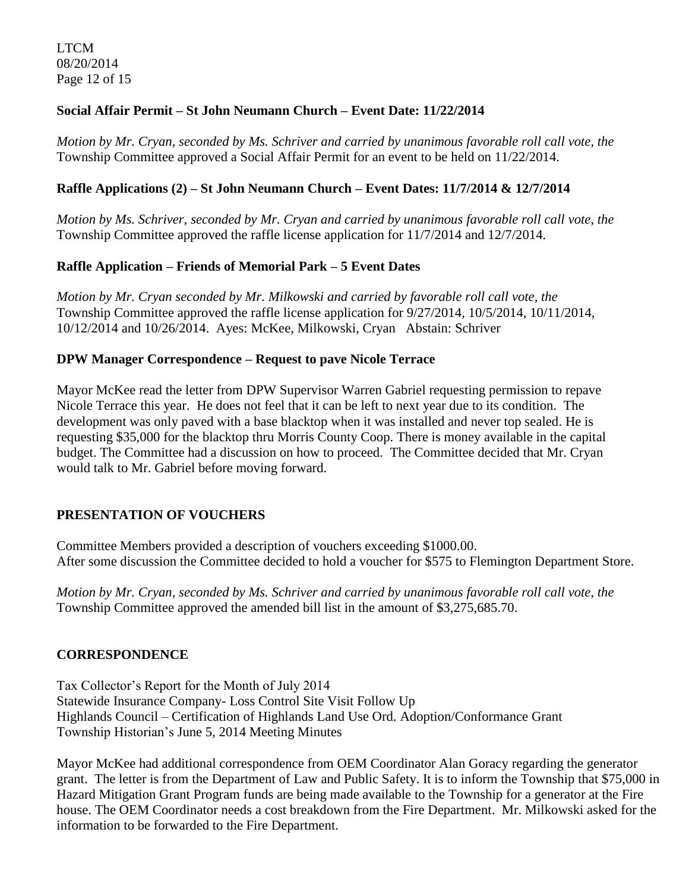**Social Affair Permit – St John Neumann Church – Event Date: 11/22/2014**

*Motion by Mr. Cryan, seconded by Ms. Schriver and carried by unanimous favorable roll call vote, the* Township Committee approved a Social Affair Permit for an event to be held on 11/22/2014.

**Raffle Applications (2) – St John Neumann Church – Event Dates: 11/7/2014 & 12/7/2014**

*Motion by Ms. Schriver, seconded by Mr. Cryan and carried by unanimous favorable roll call vote, the* Township Committee approved the raffle license application for 11/7/2014 and 12/7/2014.

**Raffle Application – Friends of Memorial Park – 5 Event Dates**

*Motion by Mr. Cryan seconded by Mr. Milkowski and carried by favorable roll call vote, the* Township Committee approved the raffle license application for 9/27/2014, 10/5/2014, 10/11/2014, 10/12/2014 and 10/26/2014. Ayes: McKee, Milkowski, Cryan Abstain: Schriver

**DPW Manager Correspondence – Request to pave Nicole Terrace**

Mayor McKee read the letter from DPW Supervisor Warren Gabriel requesting permission to repave Nicole Terrace this year. He does not feel that it can be left to next year due to its condition. The development was only paved with a base blacktop when it was installed and never top sealed. He is requesting $35,000 for the blacktop thru Morris County Coop. There is money available in the capital budget. The Committee had a discussion on how to proceed. The Committee decided that Mr. Cryan would talk to Mr. Gabriel before moving forward.

**PRESENTATION OF VOUCHERS**

Committee Members provided a description of vouchers exceeding $1000.00.
After some discussion the Committee decided to hold a voucher for $575 to Flemington Department Store.

*Motion by Mr. Cryan, seconded by Ms. Schriver and carried by unanimous favorable roll call vote, the* Township Committee approved the amended bill list in the amount of $3,275,685.70.

**CORRESPONDENCE**

Tax Collector's Report for the Month of July 2014
Statewide Insurance Company- Loss Control Site Visit Follow Up
Highlands Council – Certification of Highlands Land Use Ord. Adoption/Conformance Grant
Township Historian's June 5, 2014 Meeting Minutes

Mayor McKee had additional correspondence from OEM Coordinator Alan Goracy regarding the generator grant. The letter is from the Department of Law and Public Safety. It is to inform the Township that $75,000 in Hazard Mitigation Grant Program funds are being made available to the Township for a generator at the Fire house. The OEM Coordinator needs a cost breakdown from the Fire Department. Mr. Milkowski asked for the information to be forwarded to the Fire Department.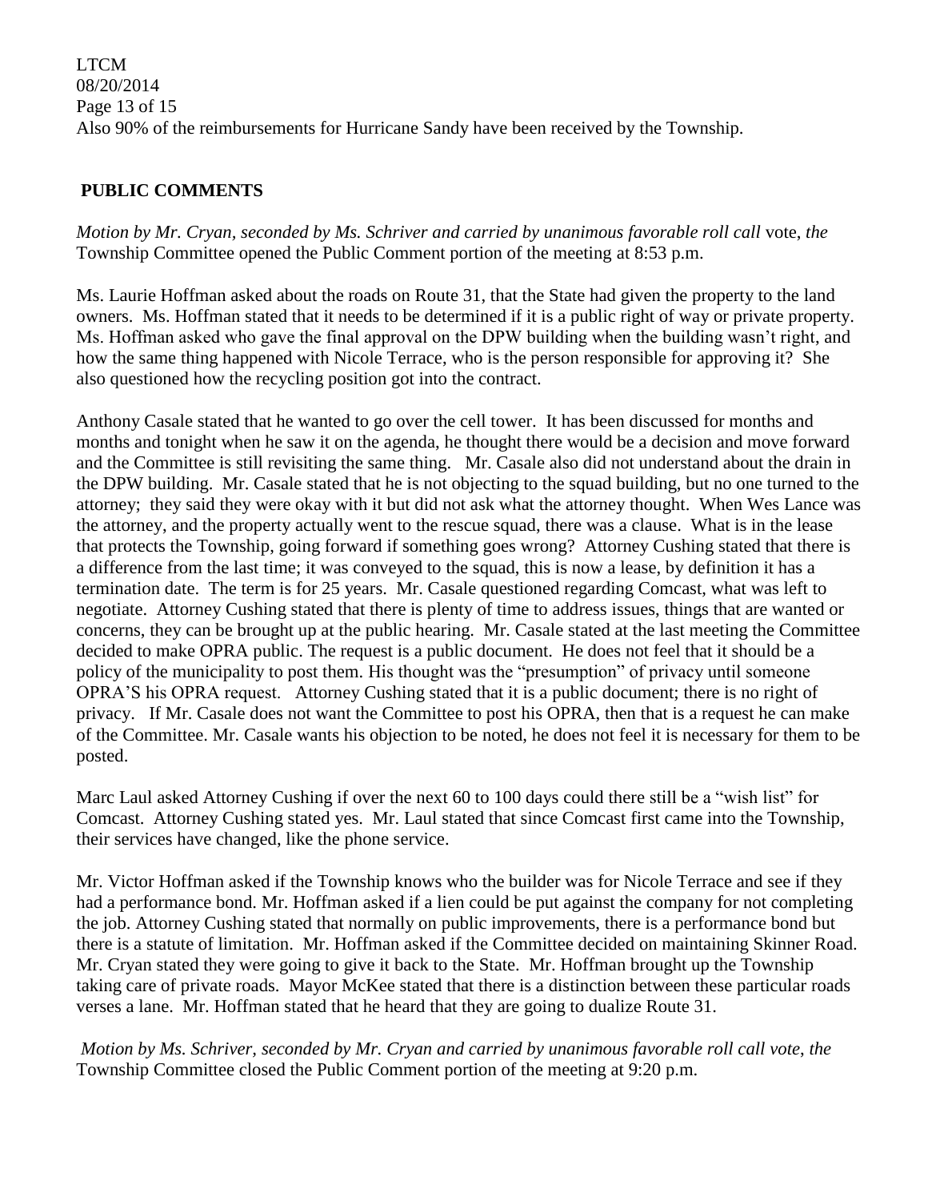Also 90% of the reimbursements for Hurricane Sandy have been received by the Township.

## PUBLIC COMMENTS

*Motion by Mr. Cryan, seconded by Ms. Schriver and carried by unanimous favorable roll call* vote, *the* Township Committee opened the Public Comment portion of the meeting at 8:53 p.m.

Ms. Laurie Hoffman asked about the roads on Route 31, that the State had given the property to the land owners. Ms. Hoffman stated that it needs to be determined if it is a public right of way or private property. Ms. Hoffman asked who gave the final approval on the DPW building when the building wasn't right, and how the same thing happened with Nicole Terrace, who is the person responsible for approving it? She also questioned how the recycling position got into the contract.

Anthony Casale stated that he wanted to go over the cell tower. It has been discussed for months and months and tonight when he saw it on the agenda, he thought there would be a decision and move forward and the Committee is still revisiting the same thing. Mr. Casale also did not understand about the drain in the DPW building. Mr. Casale stated that he is not objecting to the squad building, but no one turned to the attorney; they said they were okay with it but did not ask what the attorney thought. When Wes Lance was the attorney, and the property actually went to the rescue squad, there was a clause. What is in the lease that protects the Township, going forward if something goes wrong? Attorney Cushing stated that there is a difference from the last time; it was conveyed to the squad, this is now a lease, by definition it has a termination date. The term is for 25 years. Mr. Casale questioned regarding Comcast, what was left to negotiate. Attorney Cushing stated that there is plenty of time to address issues, things that are wanted or concerns, they can be brought up at the public hearing. Mr. Casale stated at the last meeting the Committee decided to make OPRA public. The request is a public document. He does not feel that it should be a policy of the municipality to post them. His thought was the "presumption" of privacy until someone OPRA'S his OPRA request. Attorney Cushing stated that it is a public document; there is no right of privacy. If Mr. Casale does not want the Committee to post his OPRA, then that is a request he can make of the Committee. Mr. Casale wants his objection to be noted, he does not feel it is necessary for them to be posted.

Marc Laul asked Attorney Cushing if over the next 60 to 100 days could there still be a "wish list" for Comcast. Attorney Cushing stated yes. Mr. Laul stated that since Comcast first came into the Township, their services have changed, like the phone service.

Mr. Victor Hoffman asked if the Township knows who the builder was for Nicole Terrace and see if they had a performance bond. Mr. Hoffman asked if a lien could be put against the company for not completing the job. Attorney Cushing stated that normally on public improvements, there is a performance bond but there is a statute of limitation. Mr. Hoffman asked if the Committee decided on maintaining Skinner Road. Mr. Cryan stated they were going to give it back to the State. Mr. Hoffman brought up the Township taking care of private roads. Mayor McKee stated that there is a distinction between these particular roads verses a lane. Mr. Hoffman stated that he heard that they are going to dualize Route 31.

*Motion by Ms. Schriver, seconded by Mr. Cryan and carried by unanimous favorable roll call vote, the* Township Committee closed the Public Comment portion of the meeting at 9:20 p.m.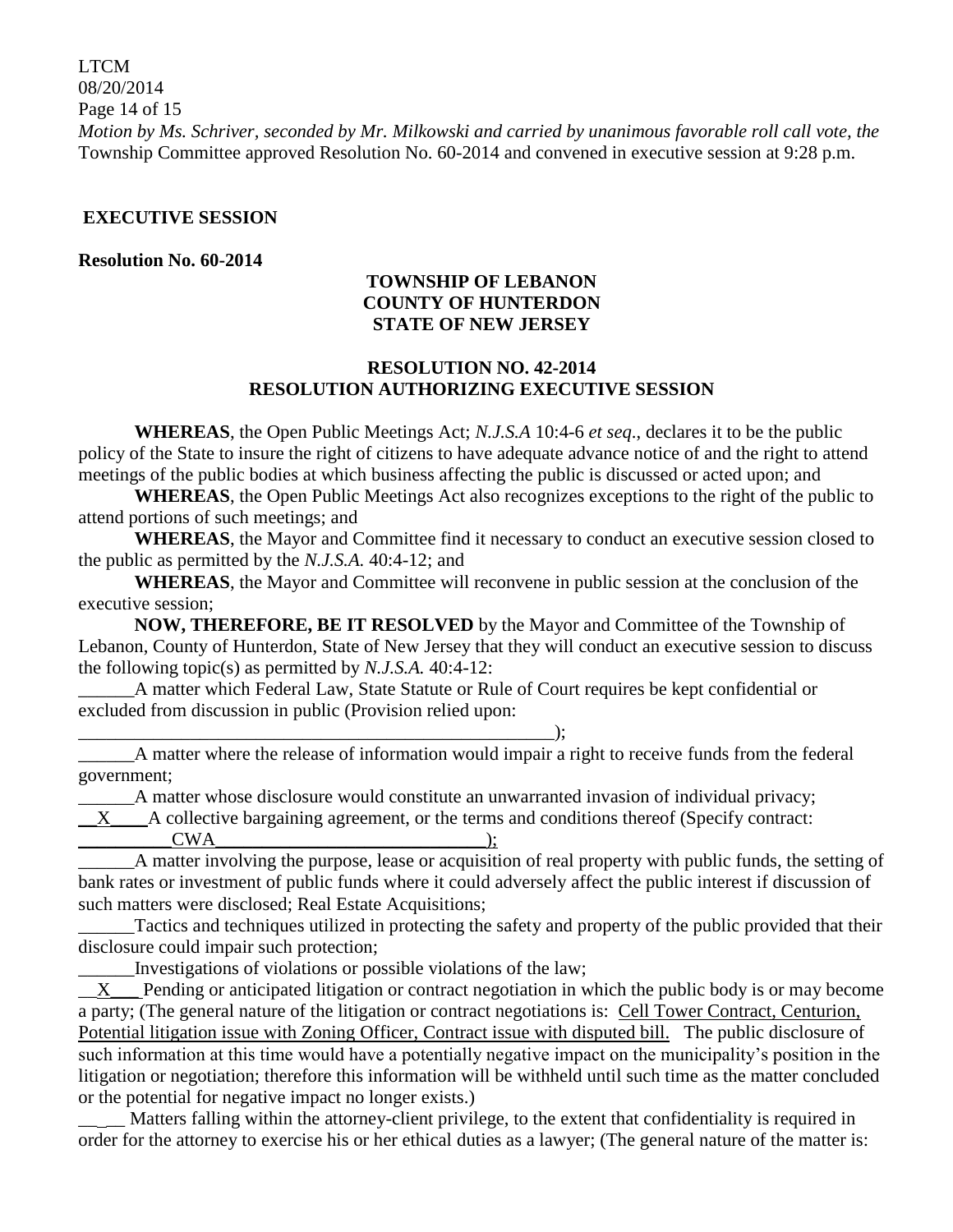*Motion by Ms. Schriver, seconded by Mr. Milkowski and carried by unanimous favorable roll call vote, the* Township Committee approved Resolution No. 60-2014 and convened in executive session at 9:28 p.m.

## EXECUTIVE SESSION

**Resolution No. 60-2014**

**TOWNSHIP OF LEBANON**
**COUNTY OF HUNTERDON**
**STATE OF NEW JERSEY**

**RESOLUTION NO. 42-2014**
**RESOLUTION AUTHORIZING EXECUTIVE SESSION**

**WHEREAS**, the Open Public Meetings Act; *N.J.S.A* 10:4-6 *et seq*., declares it to be the public policy of the State to insure the right of citizens to have adequate advance notice of and the right to attend meetings of the public bodies at which business affecting the public is discussed or acted upon; and

**WHEREAS**, the Open Public Meetings Act also recognizes exceptions to the right of the public to attend portions of such meetings; and

**WHEREAS**, the Mayor and Committee find it necessary to conduct an executive session closed to the public as permitted by the *N.J.S.A.* 40:4-12; and

**WHEREAS**, the Mayor and Committee will reconvene in public session at the conclusion of the executive session;

**NOW, THEREFORE, BE IT RESOLVED** by the Mayor and Committee of the Township of Lebanon, County of Hunterdon, State of New Jersey that they will conduct an executive session to discuss the following topic(s) as permitted by *N.J.S.A.* 40:4-12:

______A matter which Federal Law, State Statute or Rule of Court requires be kept confidential or excluded from discussion in public (Provision relied upon: ____________________________________________________);

______A matter where the release of information would impair a right to receive funds from the federal government;

______A matter whose disclosure would constitute an unwarranted invasion of individual privacy;

__X____A collective bargaining agreement, or the terms and conditions thereof (Specify contract: __________CWA______________________________);

______A matter involving the purpose, lease or acquisition of real property with public funds, the setting of bank rates or investment of public funds where it could adversely affect the public interest if discussion of such matters were disclosed; Real Estate Acquisitions;

______Tactics and techniques utilized in protecting the safety and property of the public provided that their disclosure could impair such protection;

______Investigations of violations or possible violations of the law;

__X___ Pending or anticipated litigation or contract negotiation in which the public body is or may become a party; (The general nature of the litigation or contract negotiations is: Cell Tower Contract, Centurion, Potential litigation issue with Zoning Officer, Contract issue with disputed bill. The public disclosure of such information at this time would have a potentially negative impact on the municipality's position in the litigation or negotiation; therefore this information will be withheld until such time as the matter concluded or the potential for negative impact no longer exists.)

______ Matters falling within the attorney-client privilege, to the extent that confidentiality is required in order for the attorney to exercise his or her ethical duties as a lawyer; (The general nature of the matter is: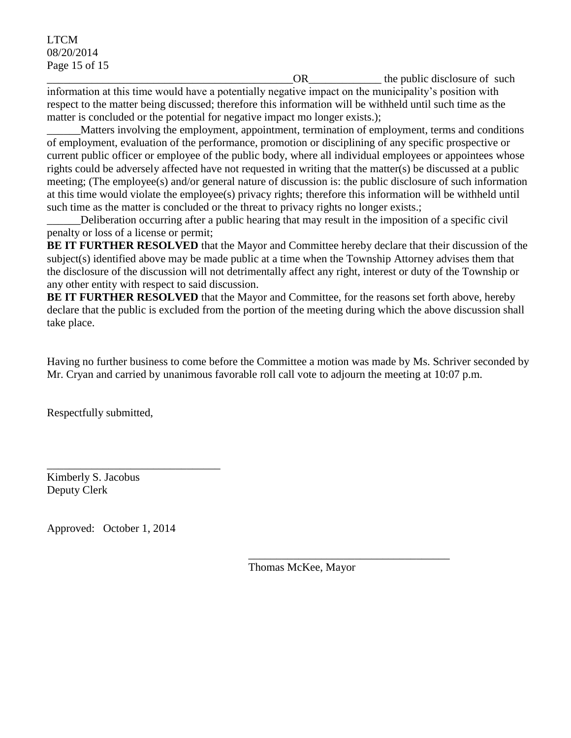_____________________________________________OR_____________ the public disclosure of such information at this time would have a potentially negative impact on the municipality's position with respect to the matter being discussed; therefore this information will be withheld until such time as the matter is concluded or the potential for negative impact mo longer exists.);

______Matters involving the employment, appointment, termination of employment, terms and conditions of employment, evaluation of the performance, promotion or disciplining of any specific prospective or current public officer or employee of the public body, where all individual employees or appointees whose rights could be adversely affected have not requested in writing that the matter(s) be discussed at a public meeting; (The employee(s) and/or general nature of discussion is: the public disclosure of such information at this time would violate the employee(s) privacy rights; therefore this information will be withheld until such time as the matter is concluded or the threat to privacy rights no longer exists.;

______Deliberation occurring after a public hearing that may result in the imposition of a specific civil penalty or loss of a license or permit;

**BE IT FURTHER RESOLVED** that the Mayor and Committee hereby declare that their discussion of the subject(s) identified above may be made public at a time when the Township Attorney advises them that the disclosure of the discussion will not detrimentally affect any right, interest or duty of the Township or any other entity with respect to said discussion.

**BE IT FURTHER RESOLVED** that the Mayor and Committee, for the reasons set forth above, hereby declare that the public is excluded from the portion of the meeting during which the above discussion shall take place.

Having no further business to come before the Committee a motion was made by Ms. Schriver seconded by Mr. Cryan and carried by unanimous favorable roll call vote to adjourn the meeting at 10:07 p.m.

Respectfully submitted,

_______________________________

Kimberly S. Jacobus
Deputy Clerk

Approved: October 1, 2014

_______________________________

Thomas McKee, Mayor